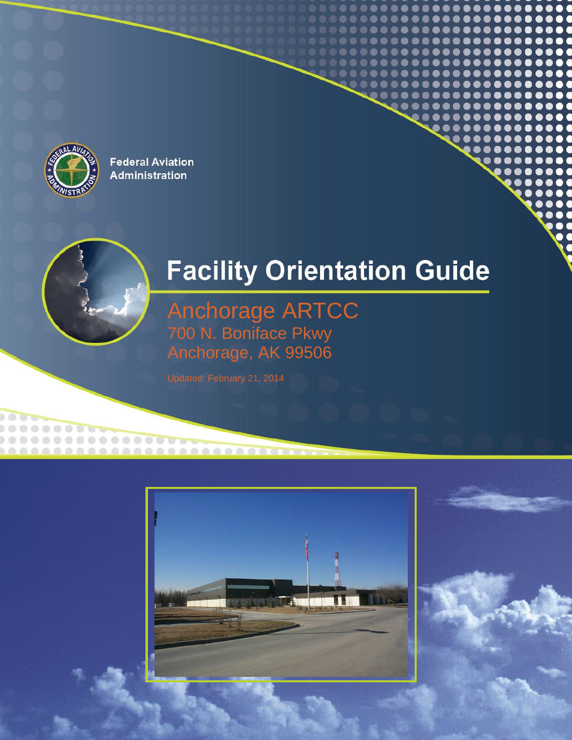Federal Aviation Administration

# Facility Orientation Guide

## Anchorage ARTCC

700 N. Boniface Pkwy
Anchorage, AK 99506

Updated: February 21, 2014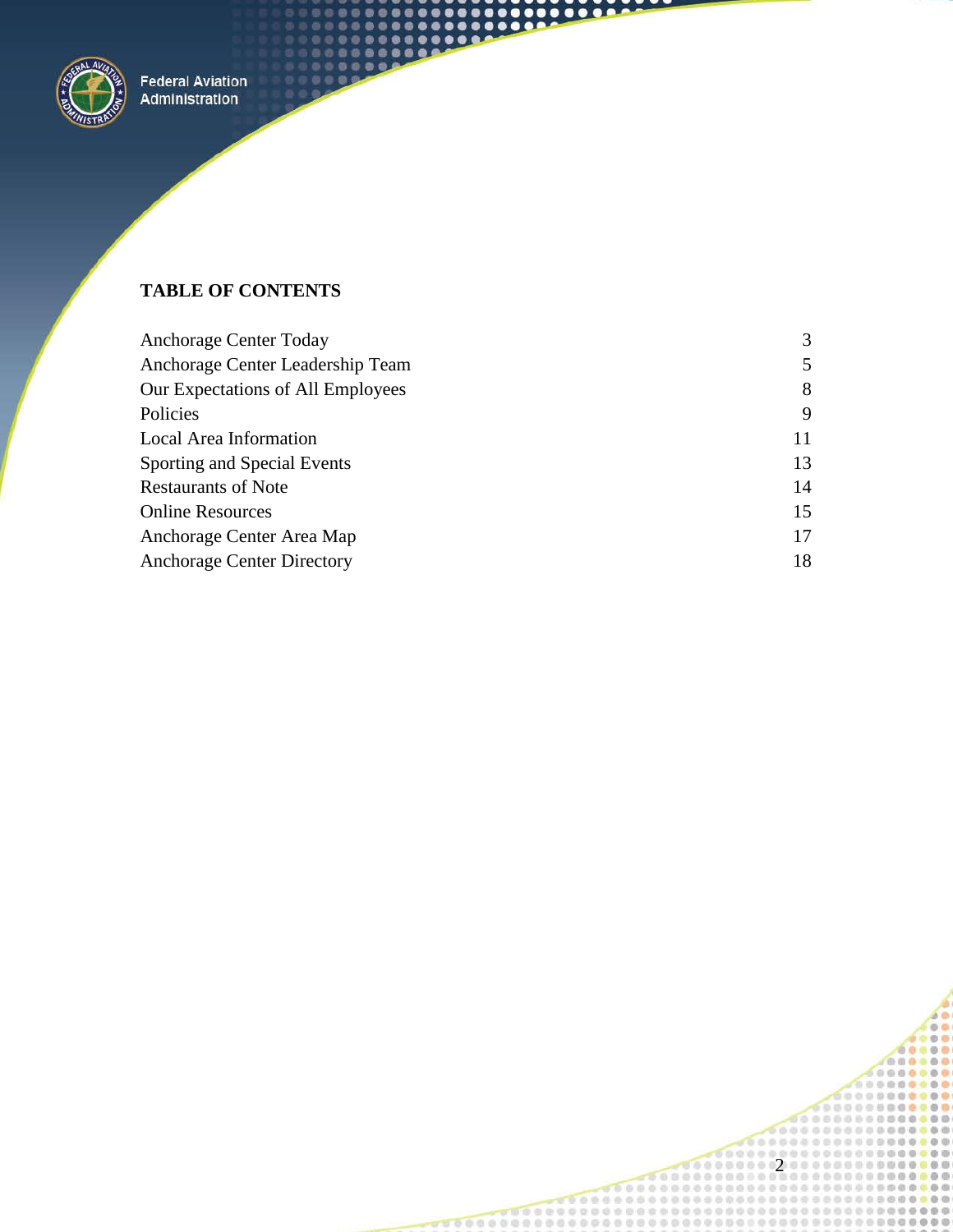## TABLE OF CONTENTS

| | |
|---|---|
| Anchorage Center Today | 3 |
| Anchorage Center Leadership Team | 5 |
| Our Expectations of All Employees | 8 |
| Policies | 9 |
| Local Area Information | 11 |
| Sporting and Special Events | 13 |
| Restaurants of Note | 14 |
| Online Resources | 15 |
| Anchorage Center Area Map | 17 |
| Anchorage Center Directory | 18 |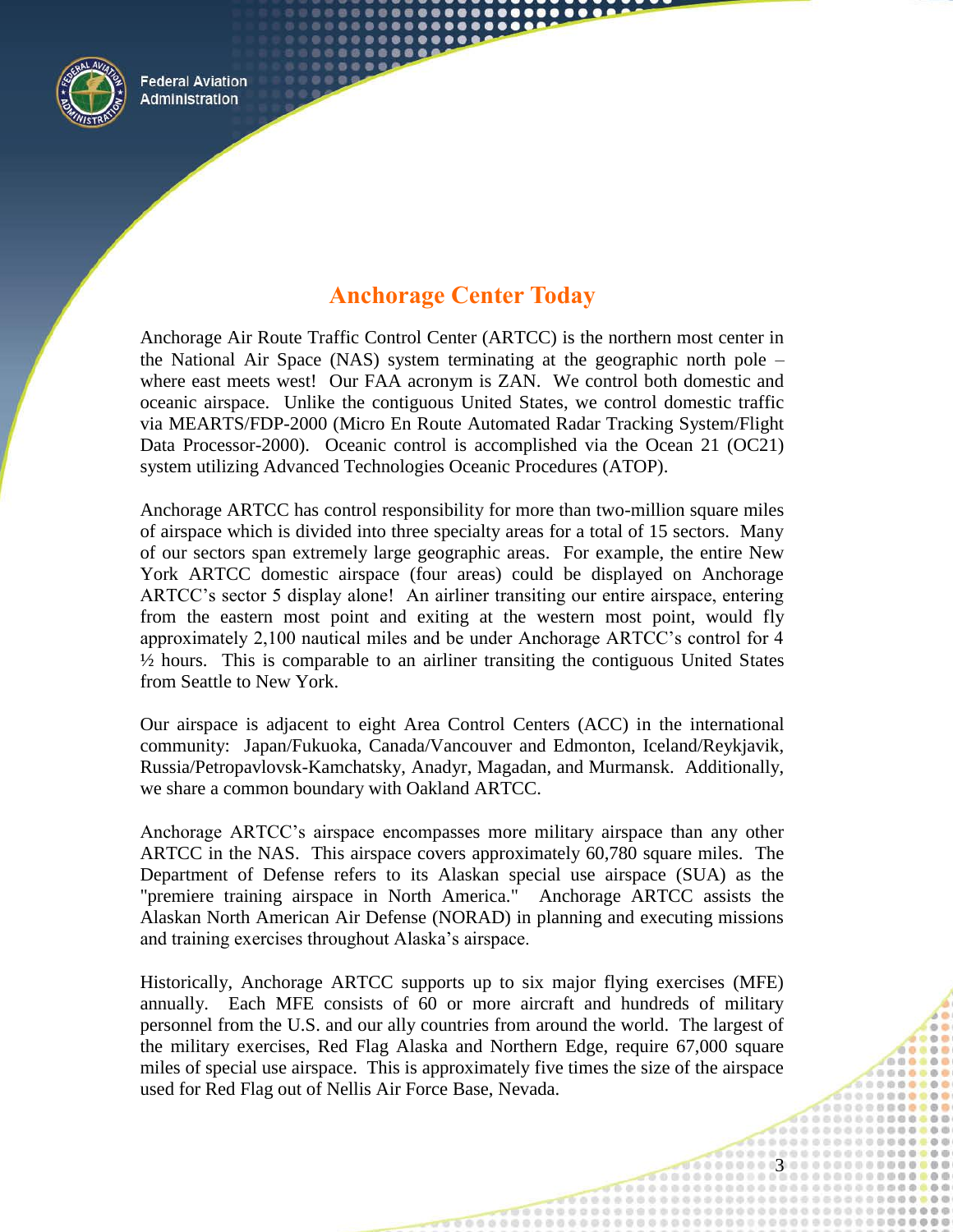## Anchorage Center Today

Anchorage Air Route Traffic Control Center (ARTCC) is the northern most center in the National Air Space (NAS) system terminating at the geographic north pole – where east meets west! Our FAA acronym is ZAN. We control both domestic and oceanic airspace. Unlike the contiguous United States, we control domestic traffic via MEARTS/FDP-2000 (Micro En Route Automated Radar Tracking System/Flight Data Processor-2000). Oceanic control is accomplished via the Ocean 21 (OC21) system utilizing Advanced Technologies Oceanic Procedures (ATOP).

Anchorage ARTCC has control responsibility for more than two-million square miles of airspace which is divided into three specialty areas for a total of 15 sectors. Many of our sectors span extremely large geographic areas. For example, the entire New York ARTCC domestic airspace (four areas) could be displayed on Anchorage ARTCC's sector 5 display alone! An airliner transiting our entire airspace, entering from the eastern most point and exiting at the western most point, would fly approximately 2,100 nautical miles and be under Anchorage ARTCC's control for 4 ½ hours. This is comparable to an airliner transiting the contiguous United States from Seattle to New York.

Our airspace is adjacent to eight Area Control Centers (ACC) in the international community: Japan/Fukuoka, Canada/Vancouver and Edmonton, Iceland/Reykjavik, Russia/Petropavlovsk-Kamchatsky, Anadyr, Magadan, and Murmansk. Additionally, we share a common boundary with Oakland ARTCC.

Anchorage ARTCC's airspace encompasses more military airspace than any other ARTCC in the NAS. This airspace covers approximately 60,780 square miles. The Department of Defense refers to its Alaskan special use airspace (SUA) as the "premiere training airspace in North America." Anchorage ARTCC assists the Alaskan North American Air Defense (NORAD) in planning and executing missions and training exercises throughout Alaska's airspace.

Historically, Anchorage ARTCC supports up to six major flying exercises (MFE) annually. Each MFE consists of 60 or more aircraft and hundreds of military personnel from the U.S. and our ally countries from around the world. The largest of the military exercises, Red Flag Alaska and Northern Edge, require 67,000 square miles of special use airspace. This is approximately five times the size of the airspace used for Red Flag out of Nellis Air Force Base, Nevada.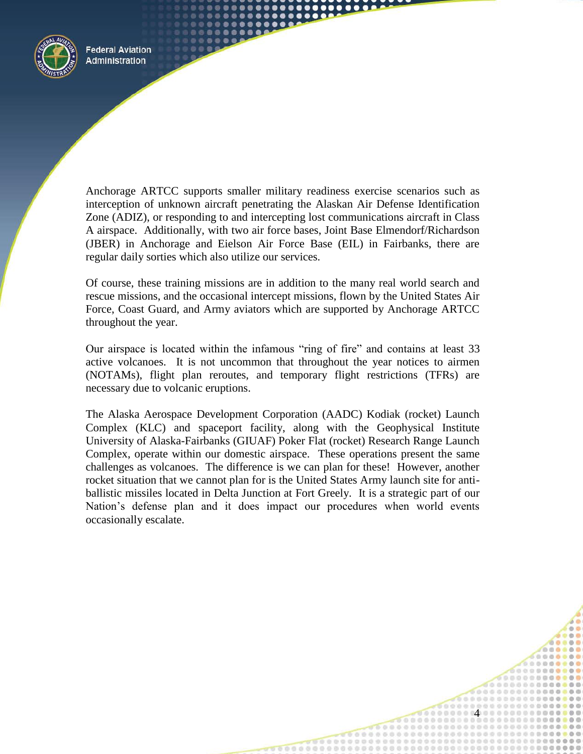Anchorage ARTCC supports smaller military readiness exercise scenarios such as interception of unknown aircraft penetrating the Alaskan Air Defense Identification Zone (ADIZ), or responding to and intercepting lost communications aircraft in Class A airspace. Additionally, with two air force bases, Joint Base Elmendorf/Richardson (JBER) in Anchorage and Eielson Air Force Base (EIL) in Fairbanks, there are regular daily sorties which also utilize our services.

Of course, these training missions are in addition to the many real world search and rescue missions, and the occasional intercept missions, flown by the United States Air Force, Coast Guard, and Army aviators which are supported by Anchorage ARTCC throughout the year.

Our airspace is located within the infamous "ring of fire" and contains at least 33 active volcanoes. It is not uncommon that throughout the year notices to airmen (NOTAMs), flight plan reroutes, and temporary flight restrictions (TFRs) are necessary due to volcanic eruptions.

The Alaska Aerospace Development Corporation (AADC) Kodiak (rocket) Launch Complex (KLC) and spaceport facility, along with the Geophysical Institute University of Alaska-Fairbanks (GIUAF) Poker Flat (rocket) Research Range Launch Complex, operate within our domestic airspace. These operations present the same challenges as volcanoes. The difference is we can plan for these! However, another rocket situation that we cannot plan for is the United States Army launch site for anti-ballistic missiles located in Delta Junction at Fort Greely. It is a strategic part of our Nation's defense plan and it does impact our procedures when world events occasionally escalate.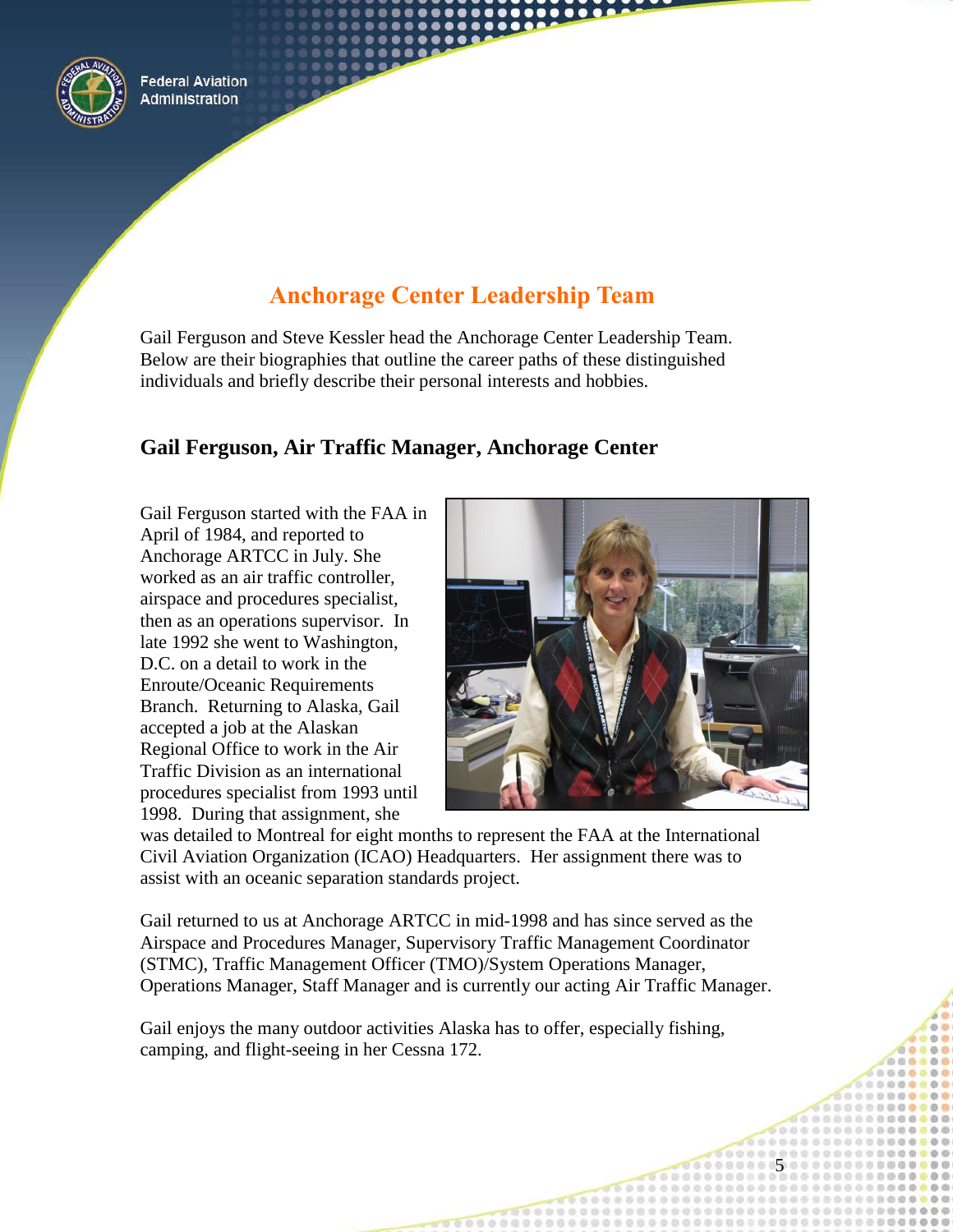## Anchorage Center Leadership Team

Gail Ferguson and Steve Kessler head the Anchorage Center Leadership Team. Below are their biographies that outline the career paths of these distinguished individuals and briefly describe their personal interests and hobbies.

### Gail Ferguson, Air Traffic Manager, Anchorage Center

Gail Ferguson started with the FAA in April of 1984, and reported to Anchorage ARTCC in July. She worked as an air traffic controller, airspace and procedures specialist, then as an operations supervisor. In late 1992 she went to Washington, D.C. on a detail to work in the Enroute/Oceanic Requirements Branch. Returning to Alaska, Gail accepted a job at the Alaskan Regional Office to work in the Air Traffic Division as an international procedures specialist from 1993 until 1998. During that assignment, she was detailed to Montreal for eight months to represent the FAA at the International Civil Aviation Organization (ICAO) Headquarters. Her assignment there was to assist with an oceanic separation standards project.

Gail returned to us at Anchorage ARTCC in mid-1998 and has since served as the Airspace and Procedures Manager, Supervisory Traffic Management Coordinator (STMC), Traffic Management Officer (TMO)/System Operations Manager, Operations Manager, Staff Manager and is currently our acting Air Traffic Manager.

Gail enjoys the many outdoor activities Alaska has to offer, especially fishing, camping, and flight-seeing in her Cessna 172.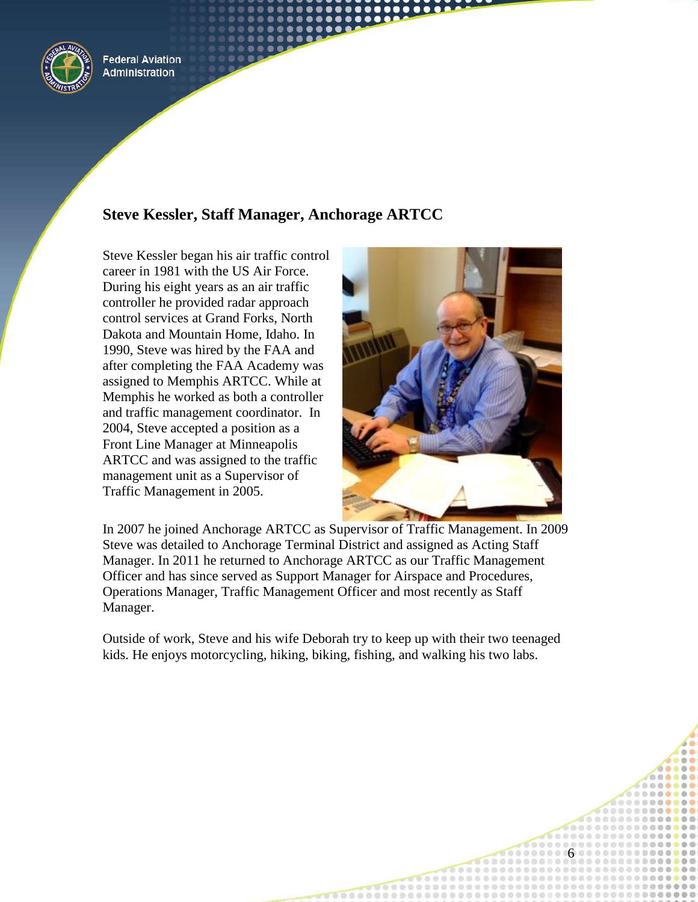## Steve Kessler, Staff Manager, Anchorage ARTCC

Steve Kessler began his air traffic control career in 1981 with the US Air Force. During his eight years as an air traffic controller he provided radar approach control services at Grand Forks, North Dakota and Mountain Home, Idaho. In 1990, Steve was hired by the FAA and after completing the FAA Academy was assigned to Memphis ARTCC. While at Memphis he worked as both a controller and traffic management coordinator. In 2004, Steve accepted a position as a Front Line Manager at Minneapolis ARTCC and was assigned to the traffic management unit as a Supervisor of Traffic Management in 2005.

In 2007 he joined Anchorage ARTCC as Supervisor of Traffic Management. In 2009 Steve was detailed to Anchorage Terminal District and assigned as Acting Staff Manager. In 2011 he returned to Anchorage ARTCC as our Traffic Management Officer and has since served as Support Manager for Airspace and Procedures, Operations Manager, Traffic Management Officer and most recently as Staff Manager.

Outside of work, Steve and his wife Deborah try to keep up with their two teenaged kids. He enjoys motorcycling, hiking, biking, fishing, and walking his two labs.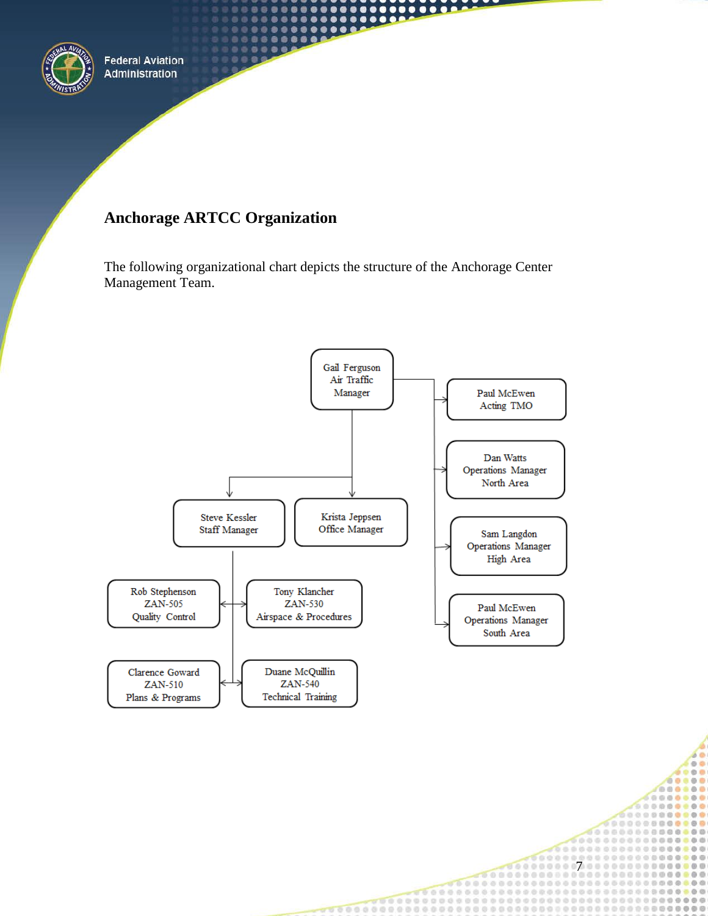## Anchorage ARTCC Organization

The following organizational chart depicts the structure of the Anchorage Center Management Team.

Gail Ferguson
Air Traffic Manager

Paul McEwen
Acting TMO

Dan Watts
Operations Manager
North Area

Sam Langdon
Operations Manager
High Area

Paul McEwen
Operations Manager
South Area

Steve Kessler
Staff Manager

Krista Jeppsen
Office Manager

Rob Stephenson
ZAN-505
Quality Control

Tony Klancher
ZAN-530
Airspace & Procedures

Clarence Goward
ZAN-510
Plans & Programs

Duane McQuillin
ZAN-540
Technical Training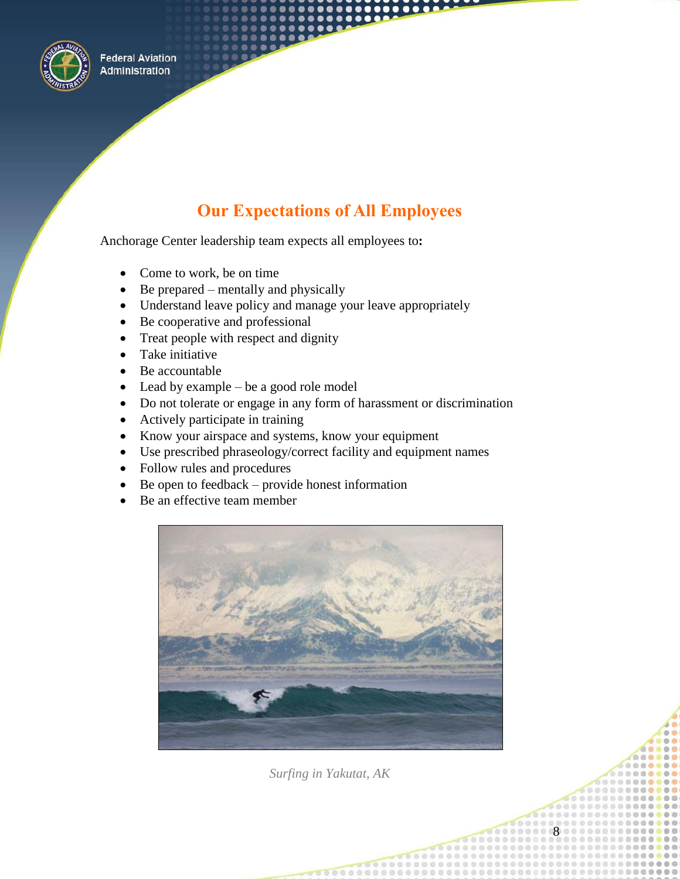## Our Expectations of All Employees

Anchorage Center leadership team expects all employees to**:**

- Come to work, be on time
- Be prepared – mentally and physically
- Understand leave policy and manage your leave appropriately
- Be cooperative and professional
- Treat people with respect and dignity
- Take initiative
- Be accountable
- Lead by example – be a good role model
- Do not tolerate or engage in any form of harassment or discrimination
- Actively participate in training
- Know your airspace and systems, know your equipment
- Use prescribed phraseology/correct facility and equipment names
- Follow rules and procedures
- Be open to feedback – provide honest information
- Be an effective team member

*Surfing in Yakutat, AK*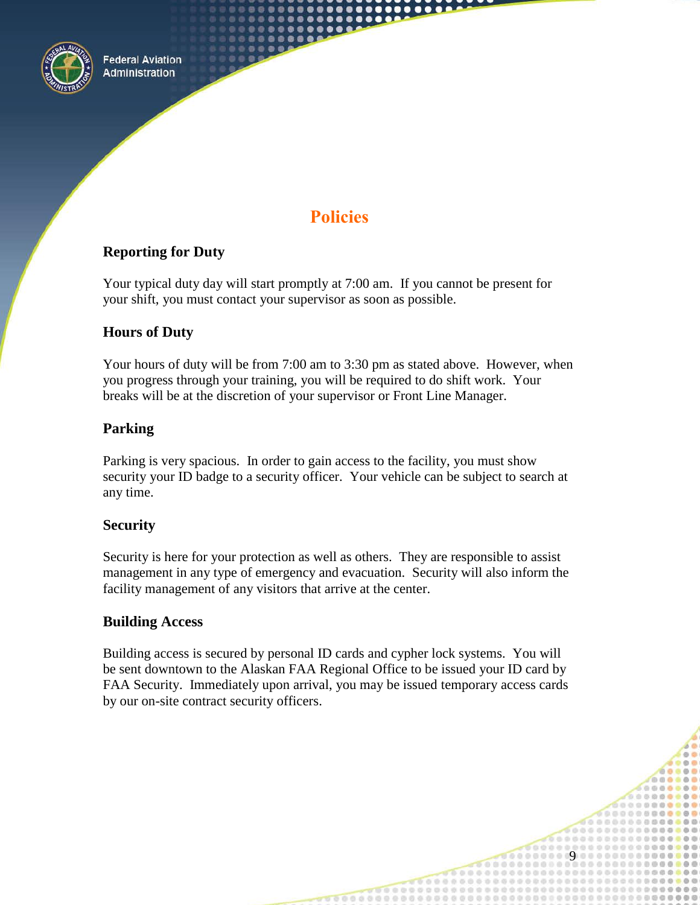# Policies

### Reporting for Duty

Your typical duty day will start promptly at 7:00 am. If you cannot be present for your shift, you must contact your supervisor as soon as possible.

### Hours of Duty

Your hours of duty will be from 7:00 am to 3:30 pm as stated above. However, when you progress through your training, you will be required to do shift work. Your breaks will be at the discretion of your supervisor or Front Line Manager.

### Parking

Parking is very spacious. In order to gain access to the facility, you must show security your ID badge to a security officer. Your vehicle can be subject to search at any time.

### Security

Security is here for your protection as well as others. They are responsible to assist management in any type of emergency and evacuation. Security will also inform the facility management of any visitors that arrive at the center.

### Building Access

Building access is secured by personal ID cards and cypher lock systems. You will be sent downtown to the Alaskan FAA Regional Office to be issued your ID card by FAA Security. Immediately upon arrival, you may be issued temporary access cards by our on-site contract security officers.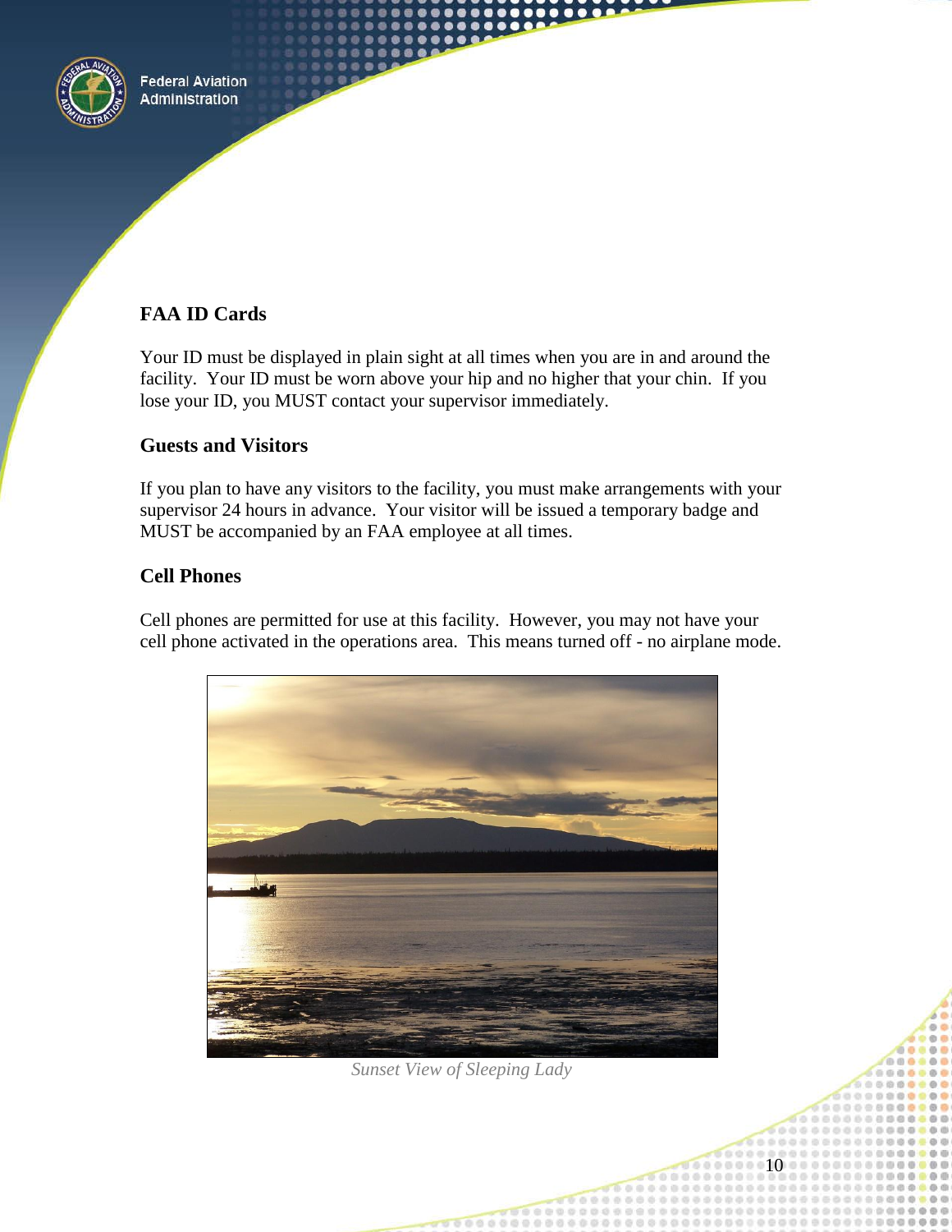### FAA ID Cards

Your ID must be displayed in plain sight at all times when you are in and around the facility. Your ID must be worn above your hip and no higher that your chin. If you lose your ID, you MUST contact your supervisor immediately.

### Guests and Visitors

If you plan to have any visitors to the facility, you must make arrangements with your supervisor 24 hours in advance. Your visitor will be issued a temporary badge and MUST be accompanied by an FAA employee at all times.

### Cell Phones

Cell phones are permitted for use at this facility. However, you may not have your cell phone activated in the operations area. This means turned off - no airplane mode.

*Sunset View of Sleeping Lady*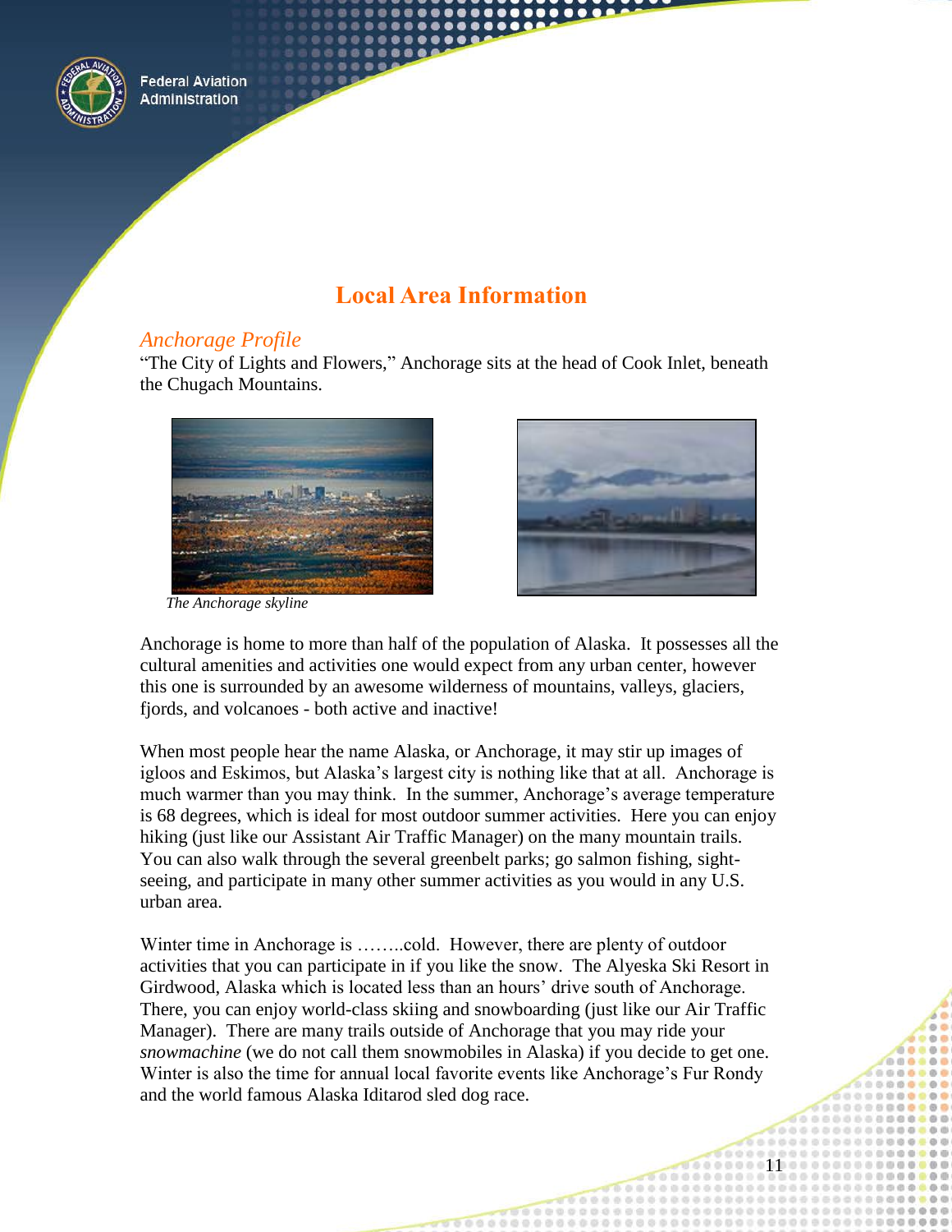# Local Area Information

## *Anchorage Profile*

"The City of Lights and Flowers," Anchorage sits at the head of Cook Inlet, beneath the Chugach Mountains.

*The Anchorage skyline*

Anchorage is home to more than half of the population of Alaska. It possesses all the cultural amenities and activities one would expect from any urban center, however this one is surrounded by an awesome wilderness of mountains, valleys, glaciers, fjords, and volcanoes - both active and inactive!

When most people hear the name Alaska, or Anchorage, it may stir up images of igloos and Eskimos, but Alaska's largest city is nothing like that at all. Anchorage is much warmer than you may think. In the summer, Anchorage's average temperature is 68 degrees, which is ideal for most outdoor summer activities. Here you can enjoy hiking (just like our Assistant Air Traffic Manager) on the many mountain trails. You can also walk through the several greenbelt parks; go salmon fishing, sight-seeing, and participate in many other summer activities as you would in any U.S. urban area.

Winter time in Anchorage is ……..cold. However, there are plenty of outdoor activities that you can participate in if you like the snow. The Alyeska Ski Resort in Girdwood, Alaska which is located less than an hours' drive south of Anchorage. There, you can enjoy world-class skiing and snowboarding (just like our Air Traffic Manager). There are many trails outside of Anchorage that you may ride your *snowmachine* (we do not call them snowmobiles in Alaska) if you decide to get one. Winter is also the time for annual local favorite events like Anchorage's Fur Rondy and the world famous Alaska Iditarod sled dog race.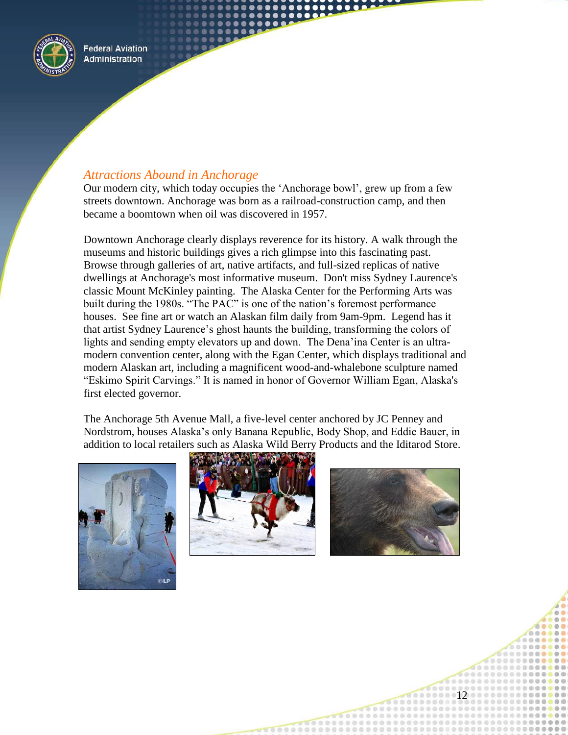## *Attractions Abound in Anchorage*

Our modern city, which today occupies the 'Anchorage bowl', grew up from a few streets downtown. Anchorage was born as a railroad-construction camp, and then became a boomtown when oil was discovered in 1957.

Downtown Anchorage clearly displays reverence for its history. A walk through the museums and historic buildings gives a rich glimpse into this fascinating past. Browse through galleries of art, native artifacts, and full-sized replicas of native dwellings at Anchorage's most informative museum. Don't miss Sydney Laurence's classic Mount McKinley painting. The Alaska Center for the Performing Arts was built during the 1980s. "The PAC" is one of the nation's foremost performance houses. See fine art or watch an Alaskan film daily from 9am-9pm. Legend has it that artist Sydney Laurence's ghost haunts the building, transforming the colors of lights and sending empty elevators up and down. The Dena'ina Center is an ultra-modern convention center, along with the Egan Center, which displays traditional and modern Alaskan art, including a magnificent wood-and-whalebone sculpture named "Eskimo Spirit Carvings." It is named in honor of Governor William Egan, Alaska's first elected governor.

The Anchorage 5th Avenue Mall, a five-level center anchored by JC Penney and Nordstrom, houses Alaska's only Banana Republic, Body Shop, and Eddie Bauer, in addition to local retailers such as Alaska Wild Berry Products and the Iditarod Store.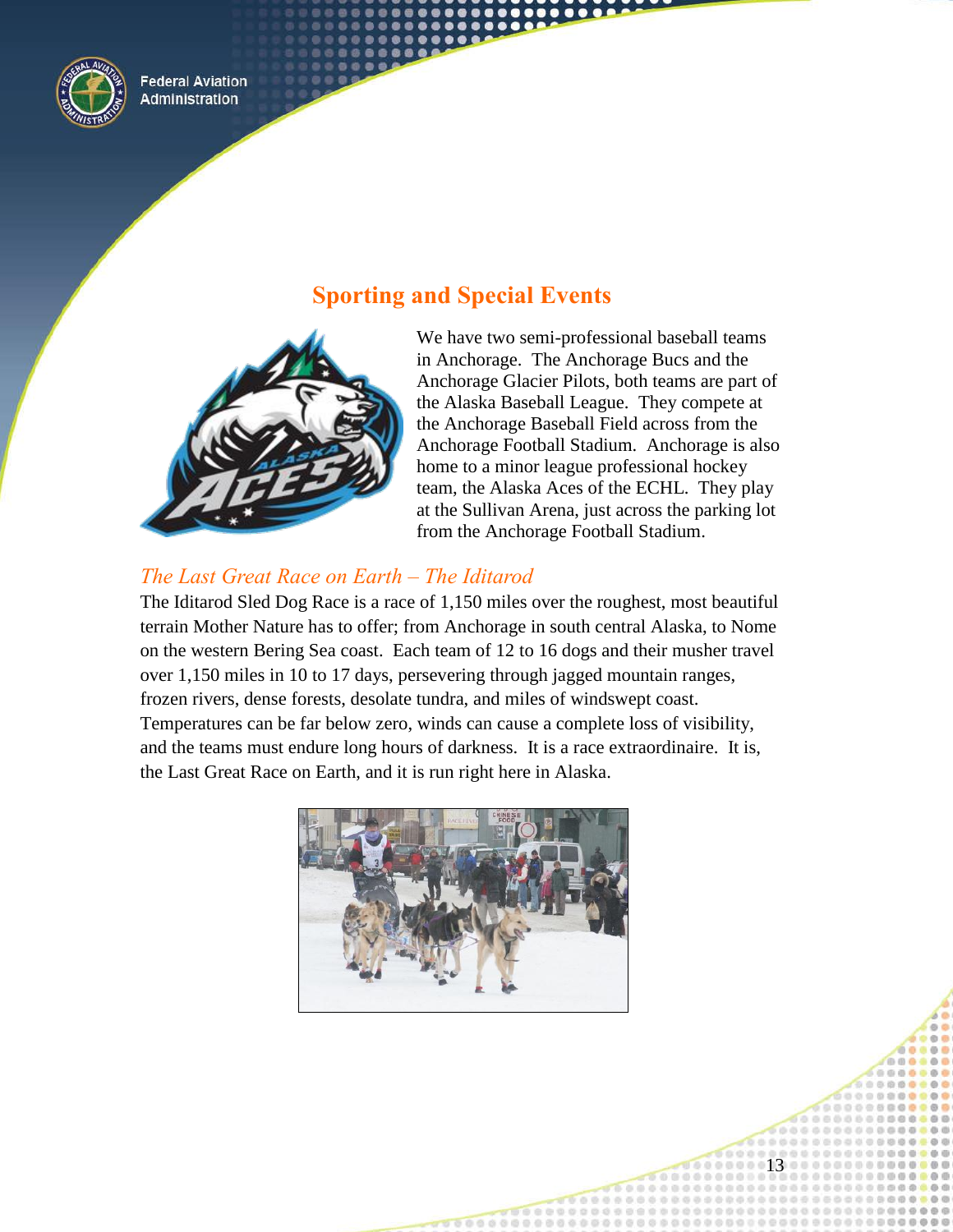## Sporting and Special Events

We have two semi-professional baseball teams in Anchorage. The Anchorage Bucs and the Anchorage Glacier Pilots, both teams are part of the Alaska Baseball League. They compete at the Anchorage Baseball Field across from the Anchorage Football Stadium. Anchorage is also home to a minor league professional hockey team, the Alaska Aces of the ECHL. They play at the Sullivan Arena, just across the parking lot from the Anchorage Football Stadium.

### *The Last Great Race on Earth – The Iditarod*

The Iditarod Sled Dog Race is a race of 1,150 miles over the roughest, most beautiful terrain Mother Nature has to offer; from Anchorage in south central Alaska, to Nome on the western Bering Sea coast. Each team of 12 to 16 dogs and their musher travel over 1,150 miles in 10 to 17 days, persevering through jagged mountain ranges, frozen rivers, dense forests, desolate tundra, and miles of windswept coast. Temperatures can be far below zero, winds can cause a complete loss of visibility, and the teams must endure long hours of darkness. It is a race extraordinaire. It is, the Last Great Race on Earth, and it is run right here in Alaska.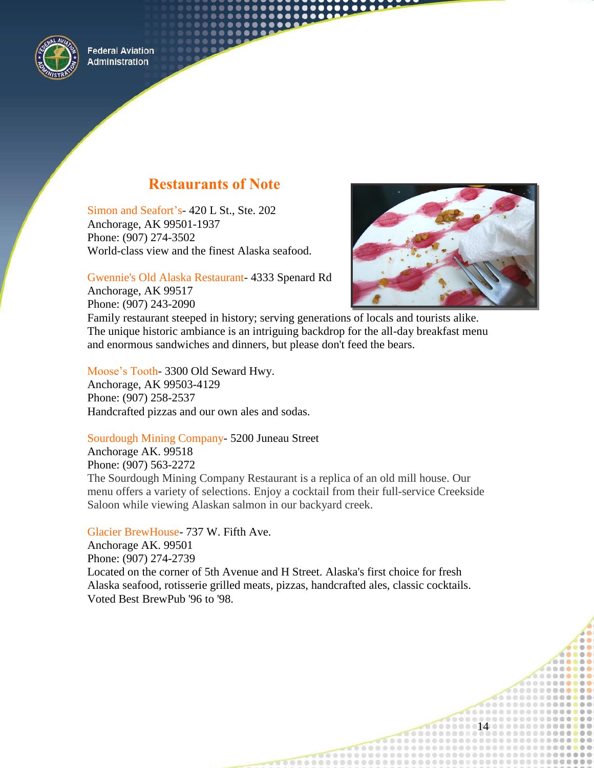## Restaurants of Note

Simon and Seafort's- 420 L St., Ste. 202
Anchorage, AK 99501-1937
Phone: (907) 274-3502
World-class view and the finest Alaska seafood.

Gwennie's Old Alaska Restaurant- 4333 Spenard Rd
Anchorage, AK 99517
Phone: (907) 243-2090
Family restaurant steeped in history; serving generations of locals and tourists alike. The unique historic ambiance is an intriguing backdrop for the all-day breakfast menu and enormous sandwiches and dinners, but please don't feed the bears.

Moose's Tooth- 3300 Old Seward Hwy.
Anchorage, AK 99503-4129
Phone: (907) 258-2537
Handcrafted pizzas and our own ales and sodas.

Sourdough Mining Company- 5200 Juneau Street
Anchorage AK. 99518
Phone: (907) 563-2272
The Sourdough Mining Company Restaurant is a replica of an old mill house. Our menu offers a variety of selections. Enjoy a cocktail from their full-service Creekside Saloon while viewing Alaskan salmon in our backyard creek.

Glacier BrewHouse- 737 W. Fifth Ave.
Anchorage AK. 99501
Phone: (907) 274-2739
Located on the corner of 5th Avenue and H Street. Alaska's first choice for fresh Alaska seafood, rotisserie grilled meats, pizzas, handcrafted ales, classic cocktails. Voted Best BrewPub '96 to '98.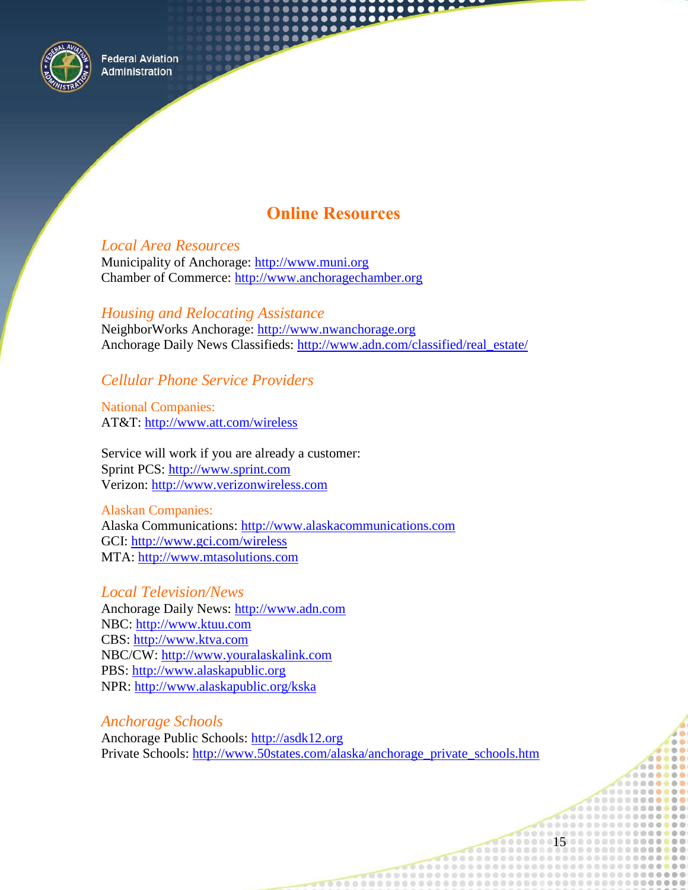# Online Resources

## *Local Area Resources*

Municipality of Anchorage: http://www.muni.org
Chamber of Commerce: http://www.anchoragechamber.org

## *Housing and Relocating Assistance*

NeighborWorks Anchorage: http://www.nwanchorage.org
Anchorage Daily News Classifieds: http://www.adn.com/classified/real_estate/

## *Cellular Phone Service Providers*

### National Companies:

AT&T: http://www.att.com/wireless

Service will work if you are already a customer:
Sprint PCS: http://www.sprint.com
Verizon: http://www.verizonwireless.com

### Alaskan Companies:

Alaska Communications: http://www.alaskacommunications.com
GCI: http://www.gci.com/wireless
MTA: http://www.mtasolutions.com

## *Local Television/News*

Anchorage Daily News: http://www.adn.com
NBC: http://www.ktuu.com
CBS: http://www.ktva.com
NBC/CW: http://www.youralaskalink.com
PBS: http://www.alaskapublic.org
NPR: http://www.alaskapublic.org/kska

## *Anchorage Schools*

Anchorage Public Schools: http://asdk12.org
Private Schools: http://www.50states.com/alaska/anchorage_private_schools.htm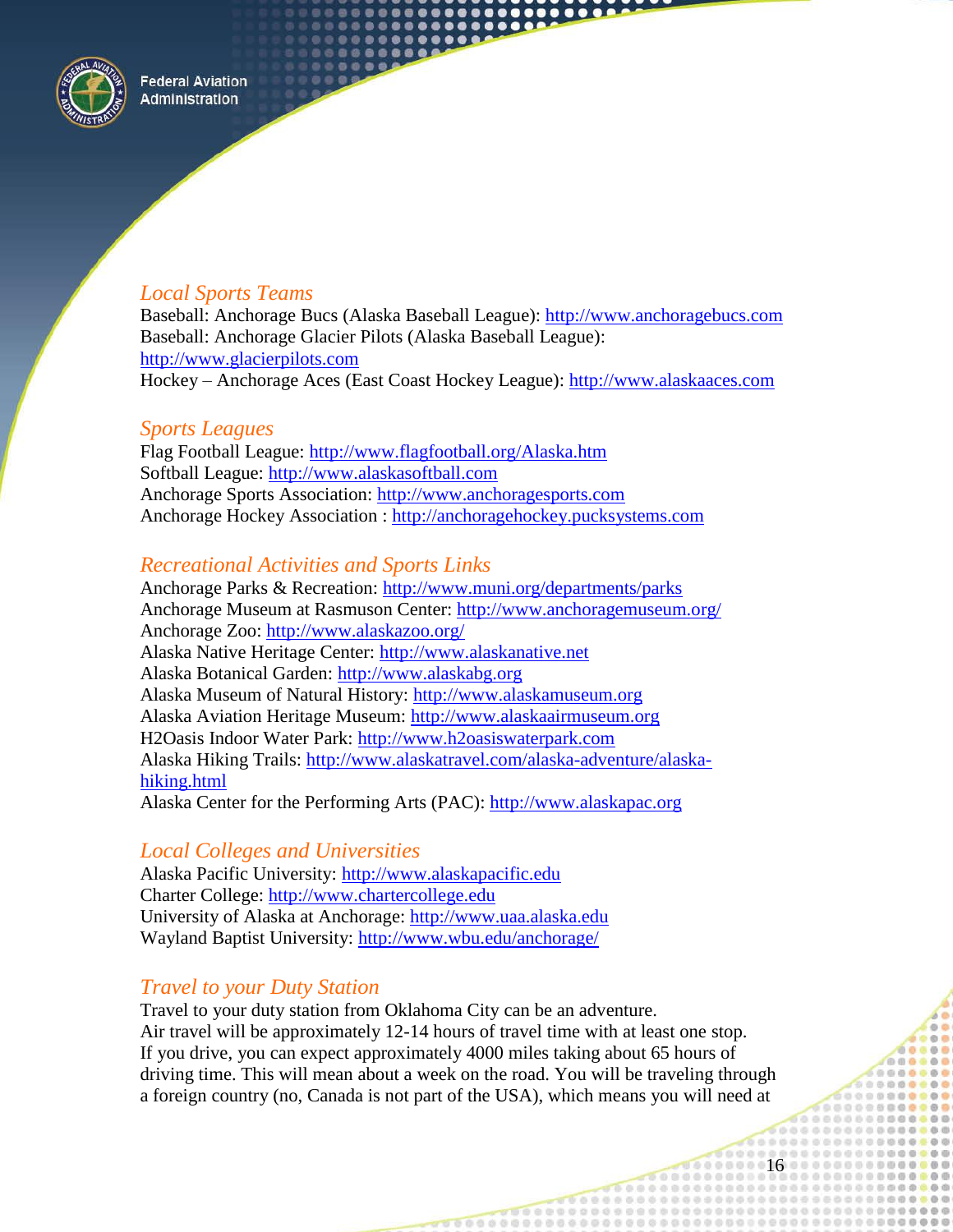## *Local Sports Teams*

Baseball: Anchorage Bucs (Alaska Baseball League): http://www.anchoragebucs.com
Baseball: Anchorage Glacier Pilots (Alaska Baseball League): http://www.glacierpilots.com
Hockey – Anchorage Aces (East Coast Hockey League): http://www.alaskaaces.com

## *Sports Leagues*

Flag Football League: http://www.flagfootball.org/Alaska.htm
Softball League: http://www.alaskasoftball.com
Anchorage Sports Association: http://www.anchoragesports.com
Anchorage Hockey Association : http://anchoragehockey.pucksystems.com

## *Recreational Activities and Sports Links*

Anchorage Parks & Recreation: http://www.muni.org/departments/parks
Anchorage Museum at Rasmuson Center: http://www.anchoragemuseum.org/
Anchorage Zoo: http://www.alaskazoo.org/
Alaska Native Heritage Center: http://www.alaskanative.net
Alaska Botanical Garden: http://www.alaskabg.org
Alaska Museum of Natural History: http://www.alaskamuseum.org
Alaska Aviation Heritage Museum: http://www.alaskaairmuseum.org
H2Oasis Indoor Water Park: http://www.h2oasiswaterpark.com
Alaska Hiking Trails: http://www.alaskatravel.com/alaska-adventure/alaska-hiking.html
Alaska Center for the Performing Arts (PAC): http://www.alaskapac.org

## *Local Colleges and Universities*

Alaska Pacific University: http://www.alaskapacific.edu
Charter College: http://www.chartercollege.edu
University of Alaska at Anchorage: http://www.uaa.alaska.edu
Wayland Baptist University: http://www.wbu.edu/anchorage/

## *Travel to your Duty Station*

Travel to your duty station from Oklahoma City can be an adventure.
Air travel will be approximately 12-14 hours of travel time with at least one stop.
If you drive, you can expect approximately 4000 miles taking about 65 hours of driving time. This will mean about a week on the road. You will be traveling through a foreign country (no, Canada is not part of the USA), which means you will need at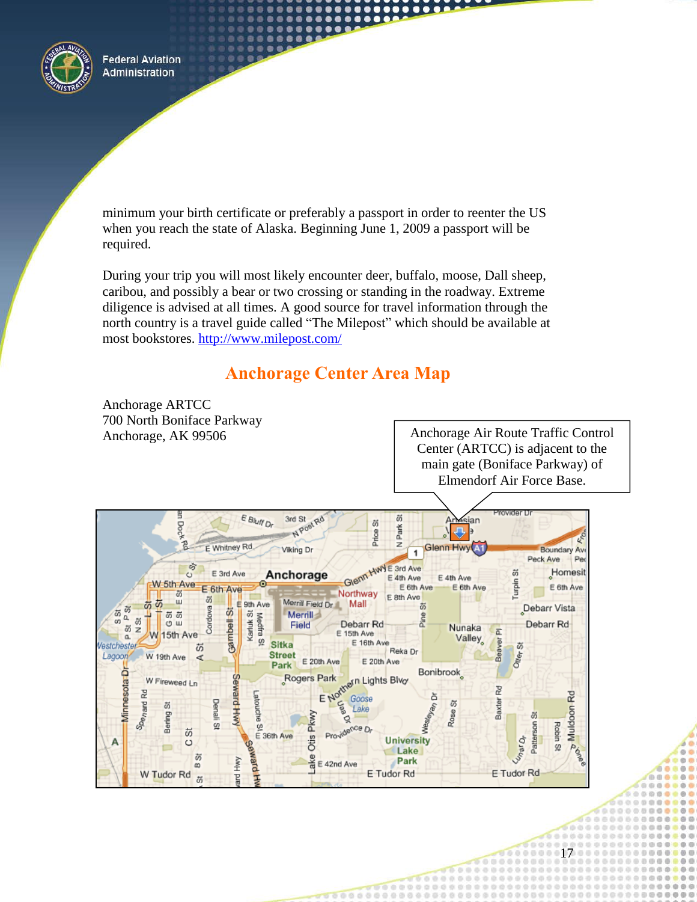minimum your birth certificate or preferably a passport in order to reenter the US when you reach the state of Alaska. Beginning June 1, 2009 a passport will be required.

During your trip you will most likely encounter deer, buffalo, moose, Dall sheep, caribou, and possibly a bear or two crossing or standing in the roadway. Extreme diligence is advised at all times. A good source for travel information through the north country is a travel guide called "The Milepost" which should be available at most bookstores. http://www.milepost.com/

## Anchorage Center Area Map

Anchorage ARTCC
700 North Boniface Parkway
Anchorage, AK 99506

Anchorage Air Route Traffic Control Center (ARTCC) is adjacent to the main gate (Boniface Parkway) of Elmendorf Air Force Base.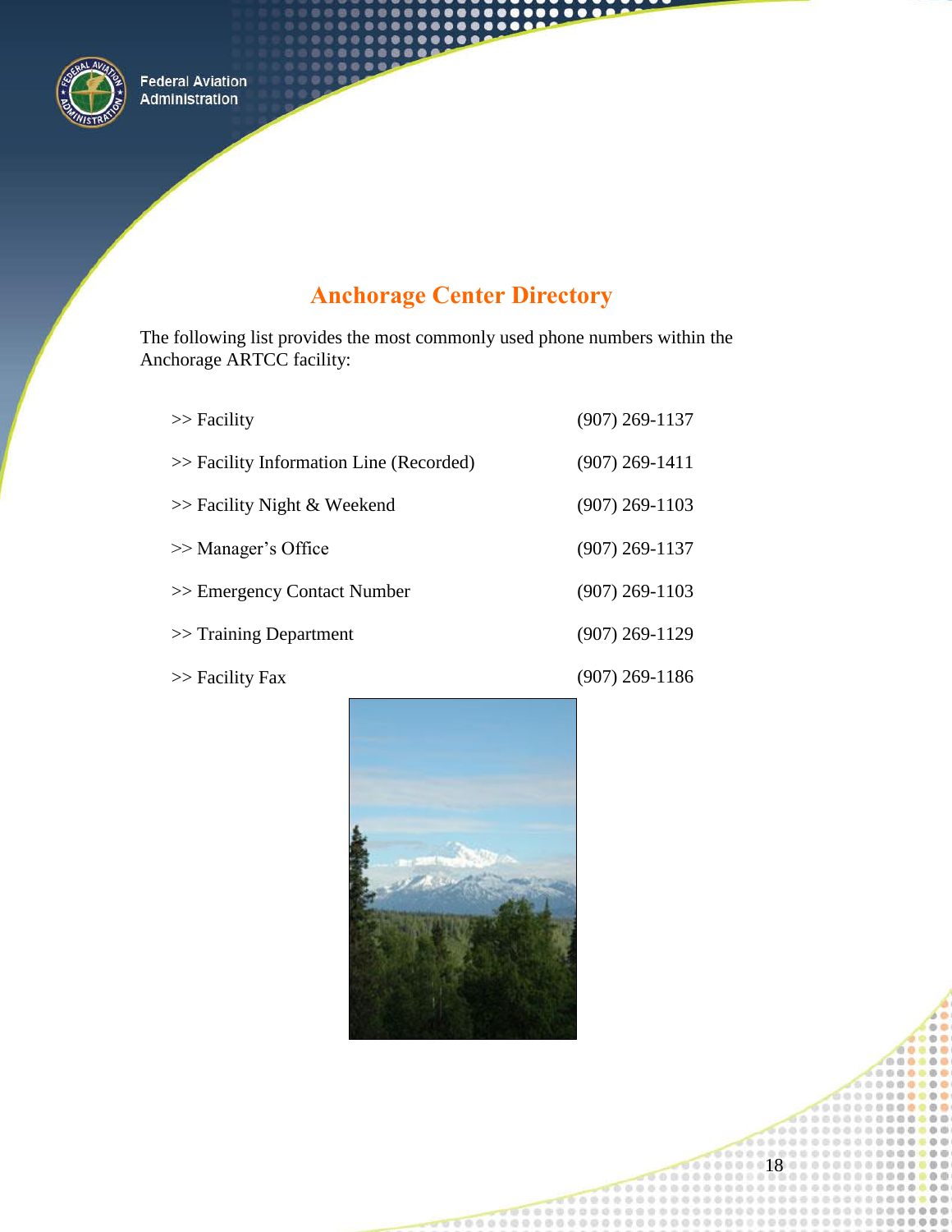## Anchorage Center Directory

The following list provides the most commonly used phone numbers within the Anchorage ARTCC facility:

| | |
|---|---|
| >> Facility | (907) 269-1137 |
| >> Facility Information Line (Recorded) | (907) 269-1411 |
| >> Facility Night & Weekend | (907) 269-1103 |
| >> Manager's Office | (907) 269-1137 |
| >> Emergency Contact Number | (907) 269-1103 |
| >> Training Department | (907) 269-1129 |
| >> Facility Fax | (907) 269-1186 |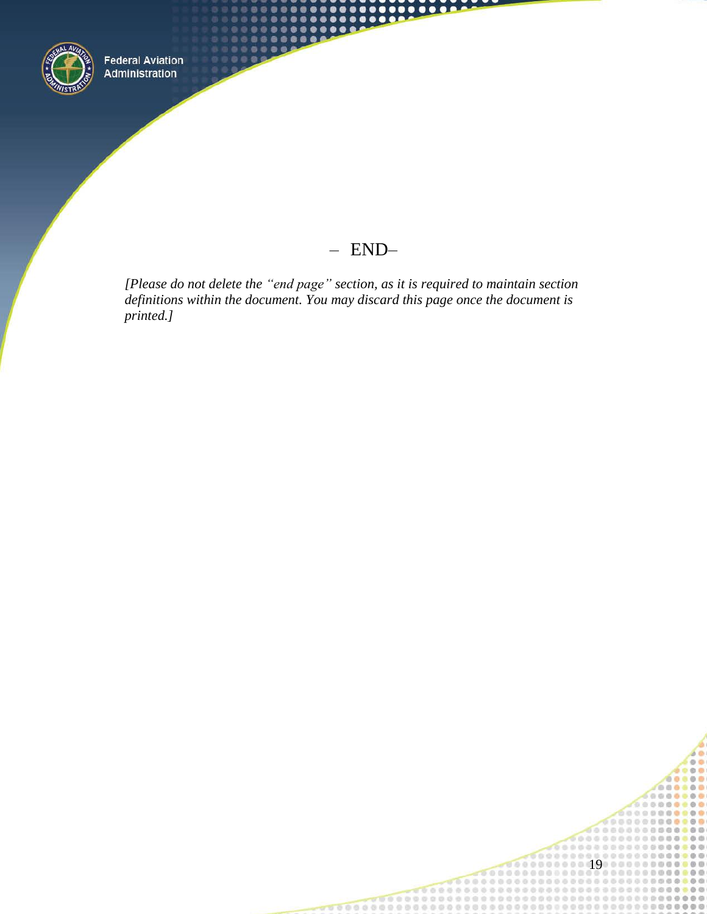– END–

*[Please do not delete the "end page" section, as it is required to maintain section definitions within the document. You may discard this page once the document is printed.]*